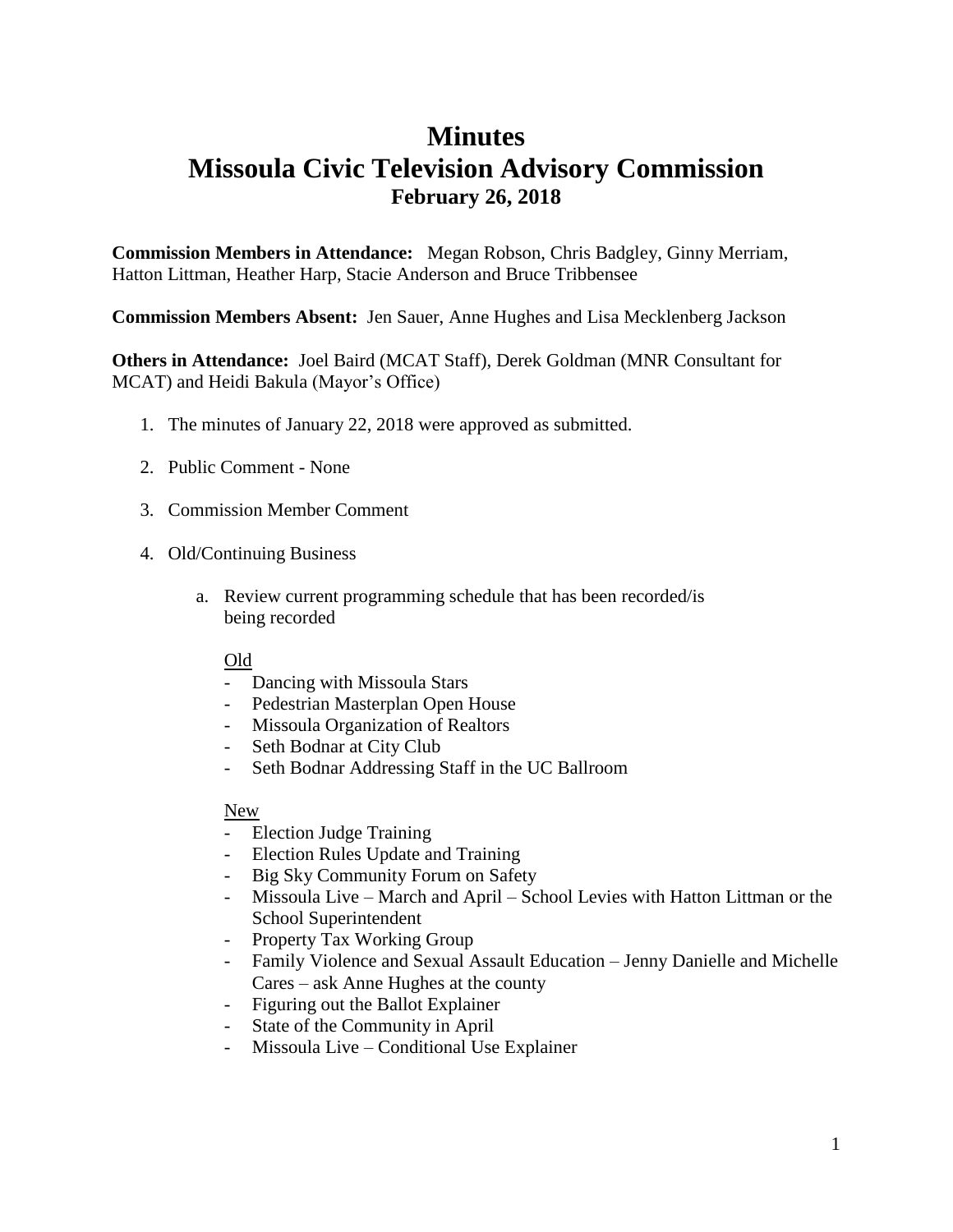# Minutes
# Missoula Civic Television Advisory Commission
### February 26, 2018

**Commission Members in Attendance:** Megan Robson, Chris Badgley, Ginny Merriam, Hatton Littman, Heather Harp, Stacie Anderson and Bruce Tribbensee

**Commission Members Absent:** Jen Sauer, Anne Hughes and Lisa Mecklenberg Jackson

**Others in Attendance:** Joel Baird (MCAT Staff), Derek Goldman (MNR Consultant for MCAT) and Heidi Bakula (Mayor's Office)

1. The minutes of January 22, 2018 were approved as submitted.
2. Public Comment - None
3. Commission Member Comment
4. Old/Continuing Business

   a. Review current programming schedule that has been recorded/is being recorded

      Old
      - Dancing with Missoula Stars
      - Pedestrian Masterplan Open House
      - Missoula Organization of Realtors
      - Seth Bodnar at City Club
      - Seth Bodnar Addressing Staff in the UC Ballroom

      New
      - Election Judge Training
      - Election Rules Update and Training
      - Big Sky Community Forum on Safety
      - Missoula Live – March and April – School Levies with Hatton Littman or the School Superintendent
      - Property Tax Working Group
      - Family Violence and Sexual Assault Education – Jenny Danielle and Michelle Cares – ask Anne Hughes at the county
      - Figuring out the Ballot Explainer
      - State of the Community in April
      - Missoula Live – Conditional Use Explainer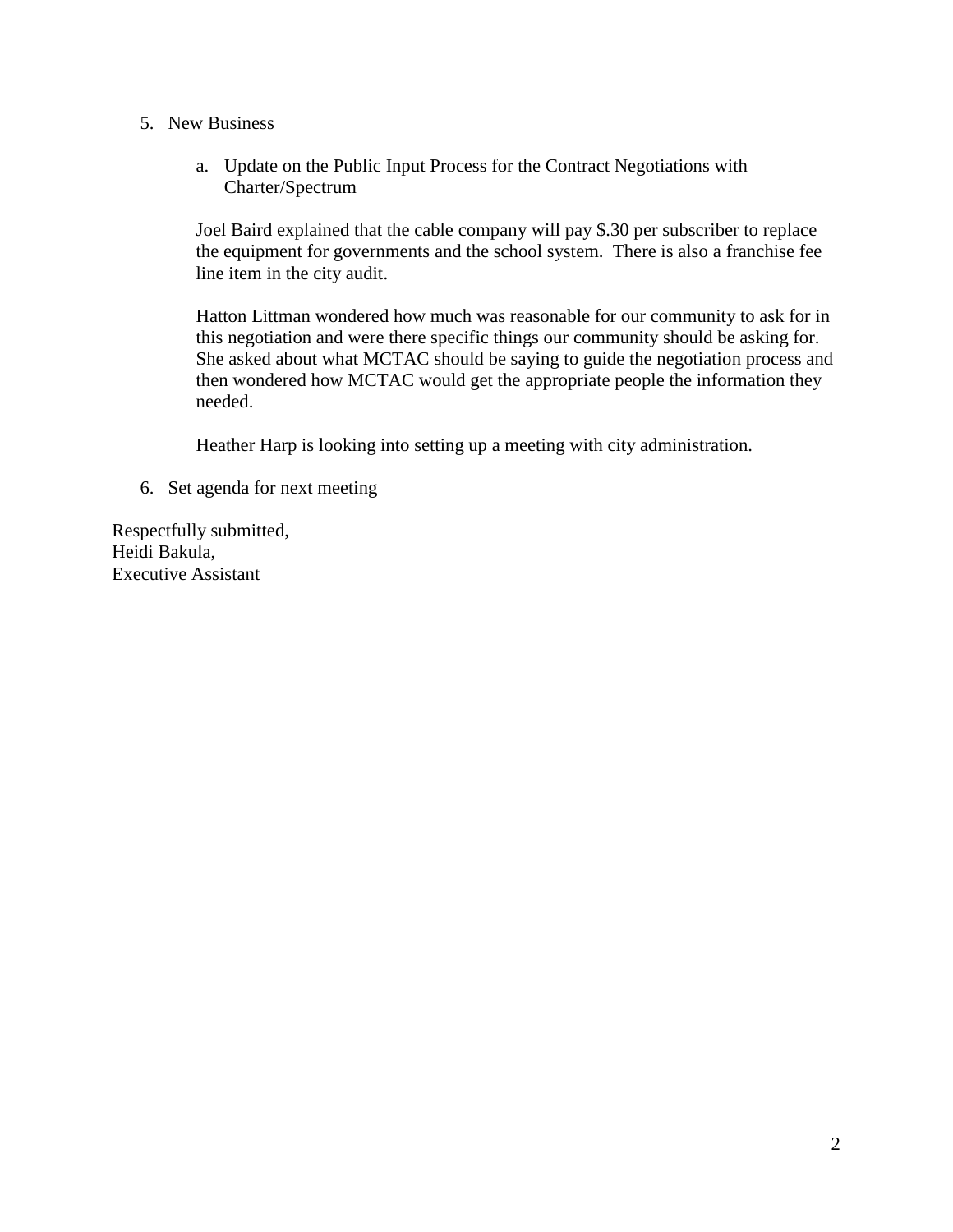5. New Business

    a. Update on the Public Input Process for the Contract Negotiations with Charter/Spectrum

    Joel Baird explained that the cable company will pay $.30 per subscriber to replace the equipment for governments and the school system. There is also a franchise fee line item in the city audit.

    Hatton Littman wondered how much was reasonable for our community to ask for in this negotiation and were there specific things our community should be asking for. She asked about what MCTAC should be saying to guide the negotiation process and then wondered how MCTAC would get the appropriate people the information they needed.

    Heather Harp is looking into setting up a meeting with city administration.

6. Set agenda for next meeting

Respectfully submitted,
Heidi Bakula,
Executive Assistant